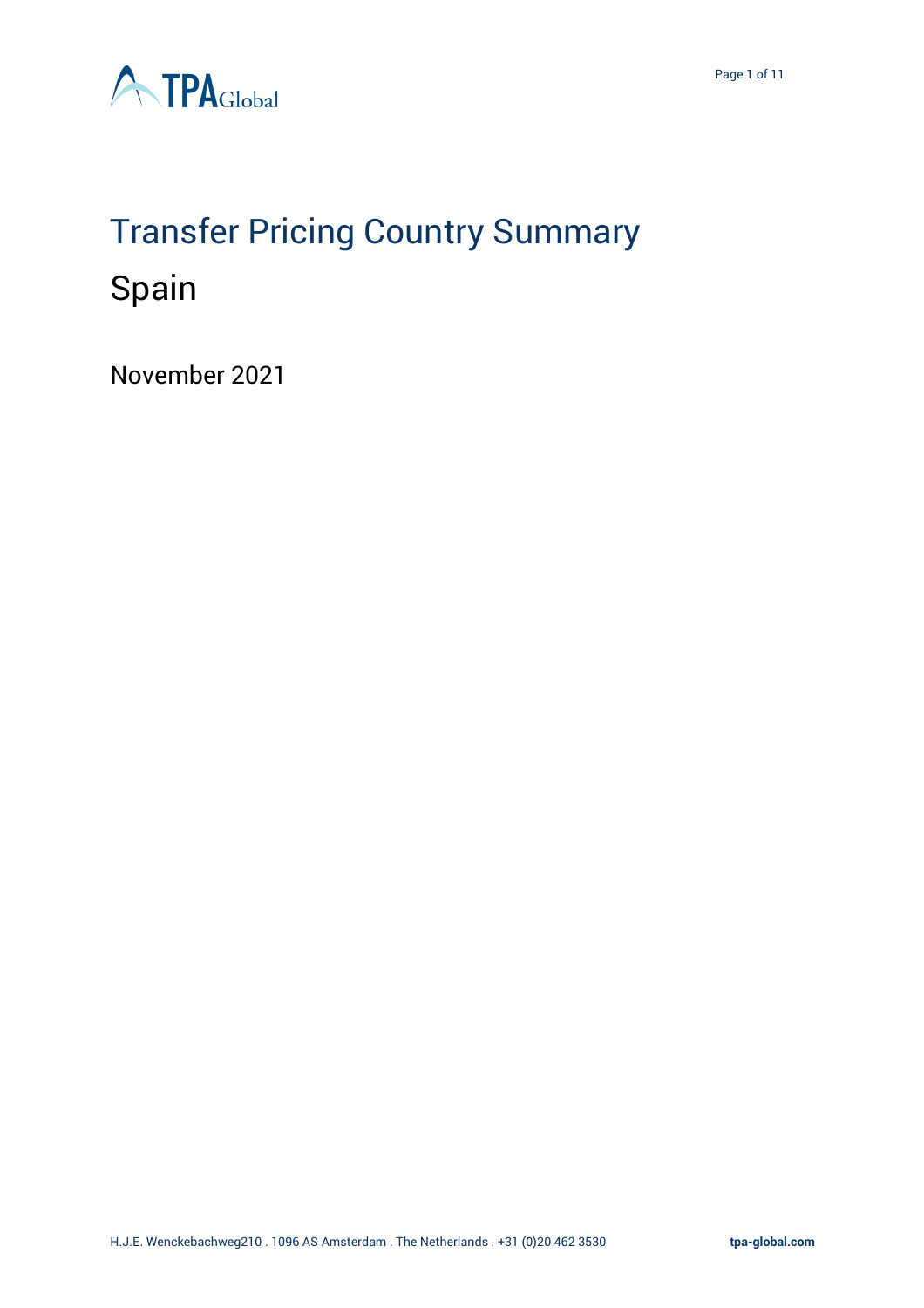# Transfer Pricing Country Summary

## Spain

November 2021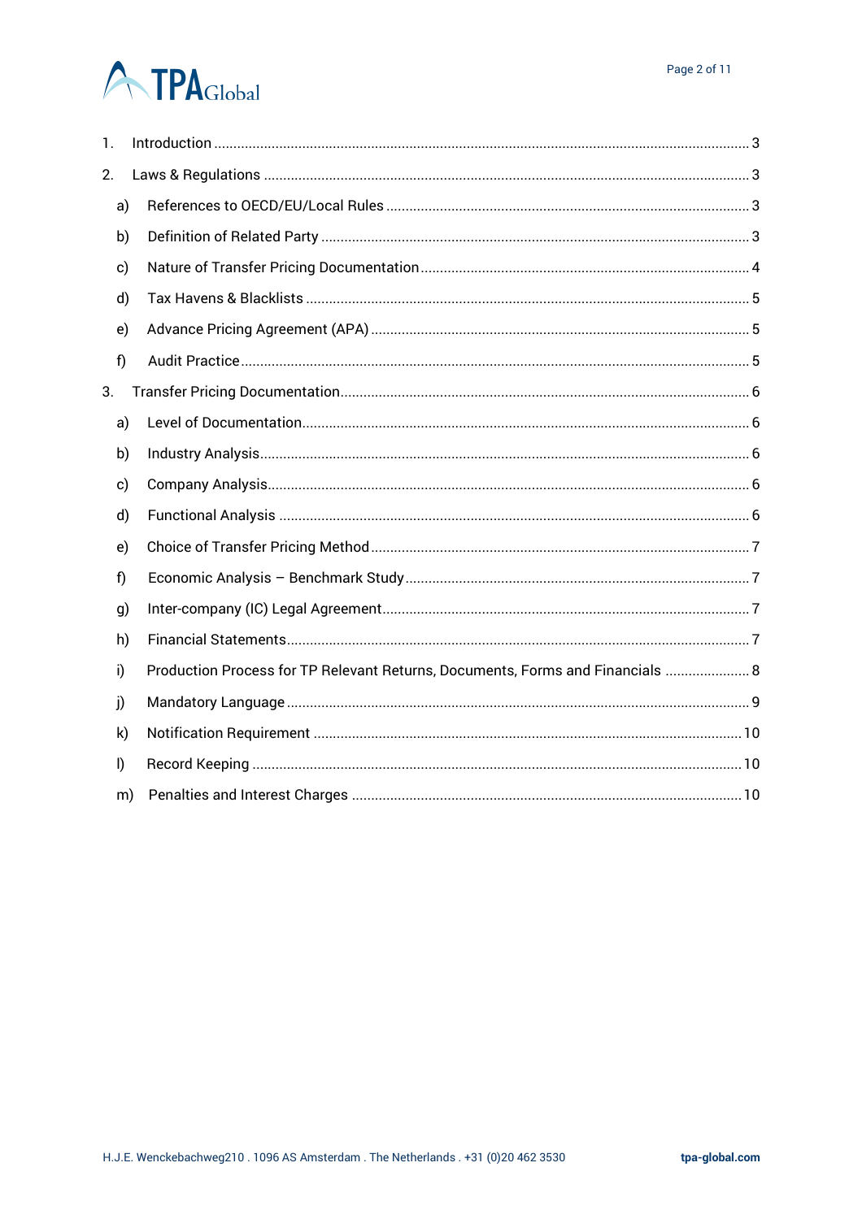1. Introduction ........................................................................................................................................ 3
2. Laws & Regulations ........................................................................................................................... 3
   a) References to OECD/EU/Local Rules ............................................................................................. 3
   b) Definition of Related Party ............................................................................................................. 3
   c) Nature of Transfer Pricing Documentation ..................................................................................... 4
   d) Tax Havens & Blacklists .................................................................................................................. 5
   e) Advance Pricing Agreement (APA) ................................................................................................. 5
   f) Audit Practice ................................................................................................................................... 5
3. Transfer Pricing Documentation .......................................................................................................... 6
   a) Level of Documentation ................................................................................................................... 6
   b) Industry Analysis ............................................................................................................................. 6
   c) Company Analysis ............................................................................................................................ 6
   d) Functional Analysis ......................................................................................................................... 6
   e) Choice of Transfer Pricing Method ................................................................................................. 7
   f) Economic Analysis – Benchmark Study ........................................................................................... 7
   g) Inter-company (IC) Legal Agreement ............................................................................................... 7
   h) Financial Statements ....................................................................................................................... 7
   i) Production Process for TP Relevant Returns, Documents, Forms and Financials ...................... 8
   j) Mandatory Language ....................................................................................................................... 9
   k) Notification Requirement .............................................................................................................. 10
   l) Record Keeping ............................................................................................................................. 10
   m) Penalties and Interest Charges .................................................................................................... 10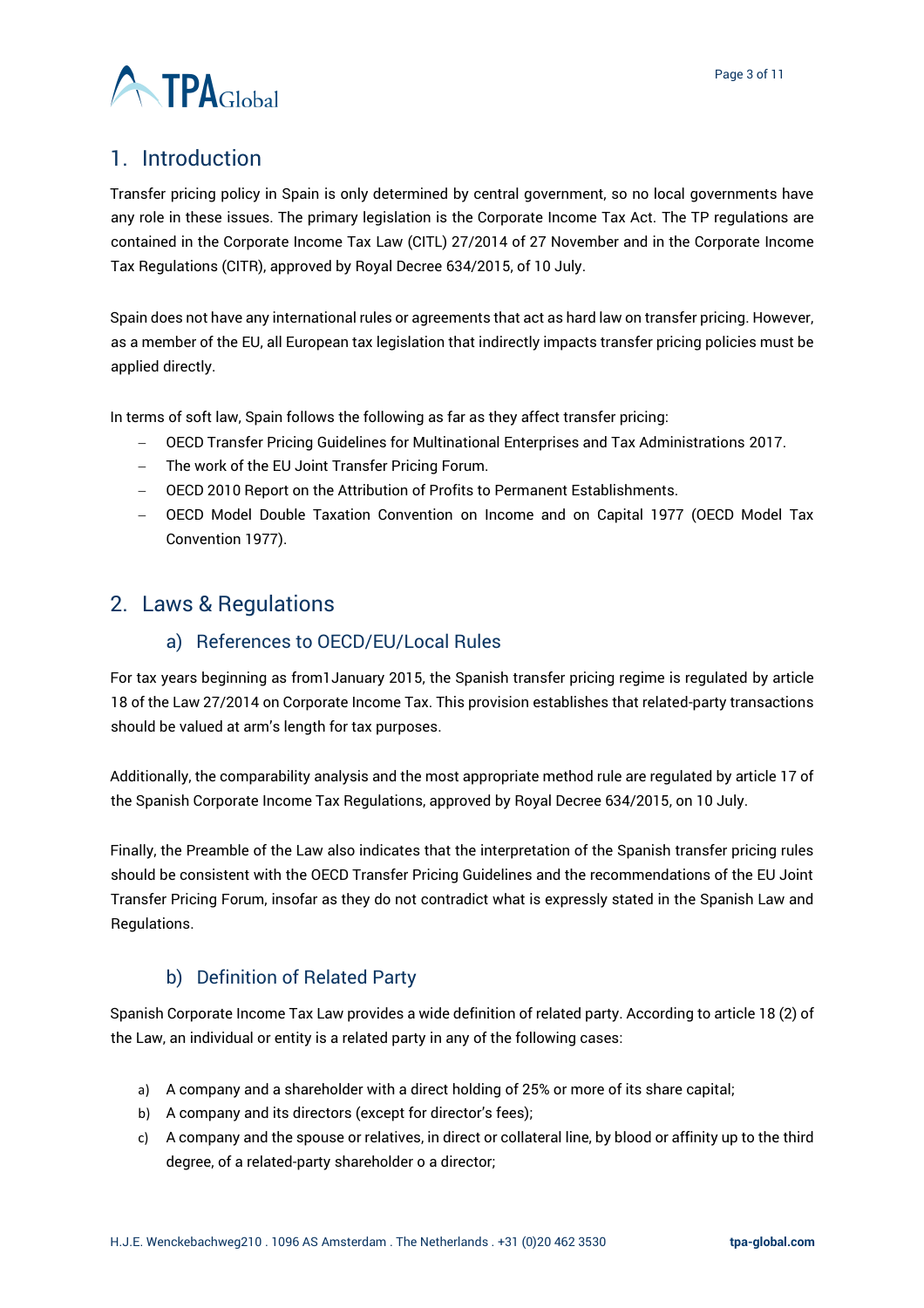## 1. Introduction

Transfer pricing policy in Spain is only determined by central government, so no local governments have any role in these issues. The primary legislation is the Corporate Income Tax Act. The TP regulations are contained in the Corporate Income Tax Law (CITL) 27/2014 of 27 November and in the Corporate Income Tax Regulations (CITR), approved by Royal Decree 634/2015, of 10 July.

Spain does not have any international rules or agreements that act as hard law on transfer pricing. However, as a member of the EU, all European tax legislation that indirectly impacts transfer pricing policies must be applied directly.

In terms of soft law, Spain follows the following as far as they affect transfer pricing:

- OECD Transfer Pricing Guidelines for Multinational Enterprises and Tax Administrations 2017.
- The work of the EU Joint Transfer Pricing Forum.
- OECD 2010 Report on the Attribution of Profits to Permanent Establishments.
- OECD Model Double Taxation Convention on Income and on Capital 1977 (OECD Model Tax Convention 1977).

## 2. Laws & Regulations

### a) References to OECD/EU/Local Rules

For tax years beginning as from1January 2015, the Spanish transfer pricing regime is regulated by article 18 of the Law 27/2014 on Corporate Income Tax. This provision establishes that related-party transactions should be valued at arm's length for tax purposes.

Additionally, the comparability analysis and the most appropriate method rule are regulated by article 17 of the Spanish Corporate Income Tax Regulations, approved by Royal Decree 634/2015, on 10 July.

Finally, the Preamble of the Law also indicates that the interpretation of the Spanish transfer pricing rules should be consistent with the OECD Transfer Pricing Guidelines and the recommendations of the EU Joint Transfer Pricing Forum, insofar as they do not contradict what is expressly stated in the Spanish Law and Regulations.

### b) Definition of Related Party

Spanish Corporate Income Tax Law provides a wide definition of related party. According to article 18 (2) of the Law, an individual or entity is a related party in any of the following cases:

a) A company and a shareholder with a direct holding of 25% or more of its share capital;
b) A company and its directors (except for director's fees);
c) A company and the spouse or relatives, in direct or collateral line, by blood or affinity up to the third degree, of a related-party shareholder o a director;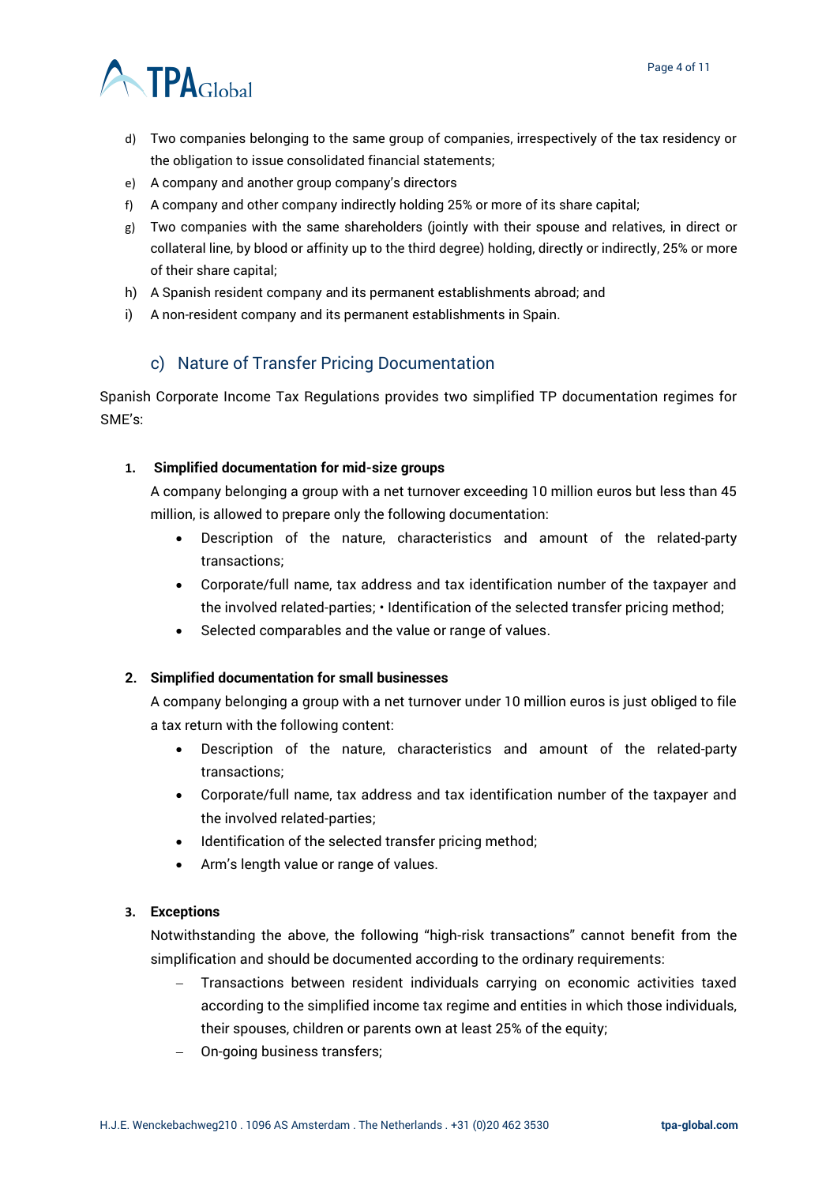d) Two companies belonging to the same group of companies, irrespectively of the tax residency or the obligation to issue consolidated financial statements;
e) A company and another group company's directors
f) A company and other company indirectly holding 25% or more of its share capital;
g) Two companies with the same shareholders (jointly with their spouse and relatives, in direct or collateral line, by blood or affinity up to the third degree) holding, directly or indirectly, 25% or more of their share capital;
h) A Spanish resident company and its permanent establishments abroad; and
i) A non-resident company and its permanent establishments in Spain.

### c) Nature of Transfer Pricing Documentation

Spanish Corporate Income Tax Regulations provides two simplified TP documentation regimes for SME's:

**1. Simplified documentation for mid-size groups**

A company belonging a group with a net turnover exceeding 10 million euros but less than 45 million, is allowed to prepare only the following documentation:

- Description of the nature, characteristics and amount of the related-party transactions;
- Corporate/full name, tax address and tax identification number of the taxpayer and the involved related-parties; • Identification of the selected transfer pricing method;
- Selected comparables and the value or range of values.

**2. Simplified documentation for small businesses**

A company belonging a group with a net turnover under 10 million euros is just obliged to file a tax return with the following content:

- Description of the nature, characteristics and amount of the related-party transactions;
- Corporate/full name, tax address and tax identification number of the taxpayer and the involved related-parties;
- Identification of the selected transfer pricing method;
- Arm's length value or range of values.

**3. Exceptions**

Notwithstanding the above, the following "high-risk transactions" cannot benefit from the simplification and should be documented according to the ordinary requirements:

- Transactions between resident individuals carrying on economic activities taxed according to the simplified income tax regime and entities in which those individuals, their spouses, children or parents own at least 25% of the equity;
- On-going business transfers;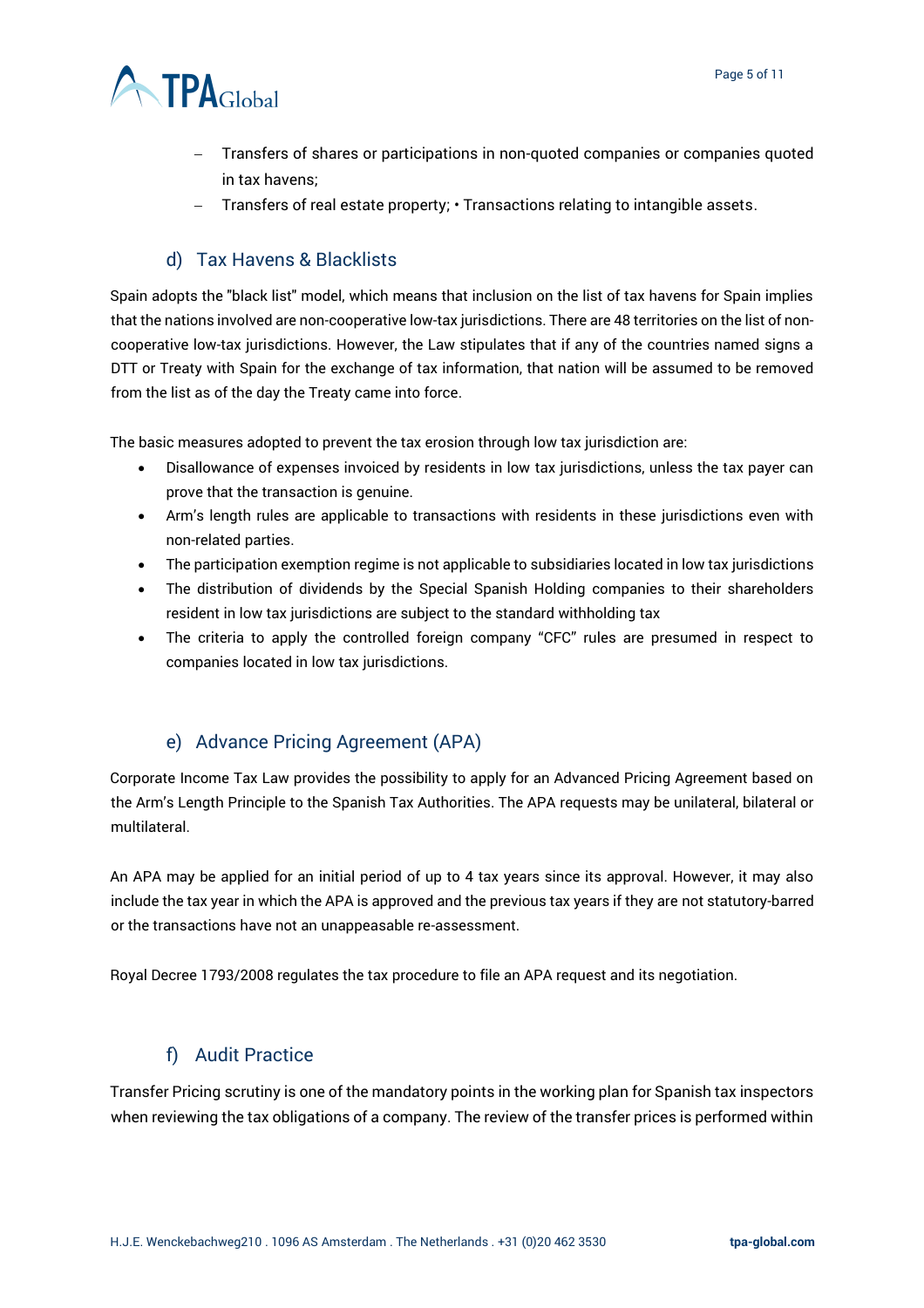- Transfers of shares or participations in non-quoted companies or companies quoted in tax havens;
- Transfers of real estate property; • Transactions relating to intangible assets.

### d) Tax Havens & Blacklists

Spain adopts the "black list" model, which means that inclusion on the list of tax havens for Spain implies that the nations involved are non-cooperative low-tax jurisdictions. There are 48 territories on the list of non-cooperative low-tax jurisdictions. However, the Law stipulates that if any of the countries named signs a DTT or Treaty with Spain for the exchange of tax information, that nation will be assumed to be removed from the list as of the day the Treaty came into force.

The basic measures adopted to prevent the tax erosion through low tax jurisdiction are:

- Disallowance of expenses invoiced by residents in low tax jurisdictions, unless the tax payer can prove that the transaction is genuine.
- Arm's length rules are applicable to transactions with residents in these jurisdictions even with non-related parties.
- The participation exemption regime is not applicable to subsidiaries located in low tax jurisdictions
- The distribution of dividends by the Special Spanish Holding companies to their shareholders resident in low tax jurisdictions are subject to the standard withholding tax
- The criteria to apply the controlled foreign company "CFC" rules are presumed in respect to companies located in low tax jurisdictions.

### e) Advance Pricing Agreement (APA)

Corporate Income Tax Law provides the possibility to apply for an Advanced Pricing Agreement based on the Arm's Length Principle to the Spanish Tax Authorities. The APA requests may be unilateral, bilateral or multilateral.

An APA may be applied for an initial period of up to 4 tax years since its approval. However, it may also include the tax year in which the APA is approved and the previous tax years if they are not statutory-barred or the transactions have not an unappeasable re-assessment.

Royal Decree 1793/2008 regulates the tax procedure to file an APA request and its negotiation.

### f) Audit Practice

Transfer Pricing scrutiny is one of the mandatory points in the working plan for Spanish tax inspectors when reviewing the tax obligations of a company. The review of the transfer prices is performed within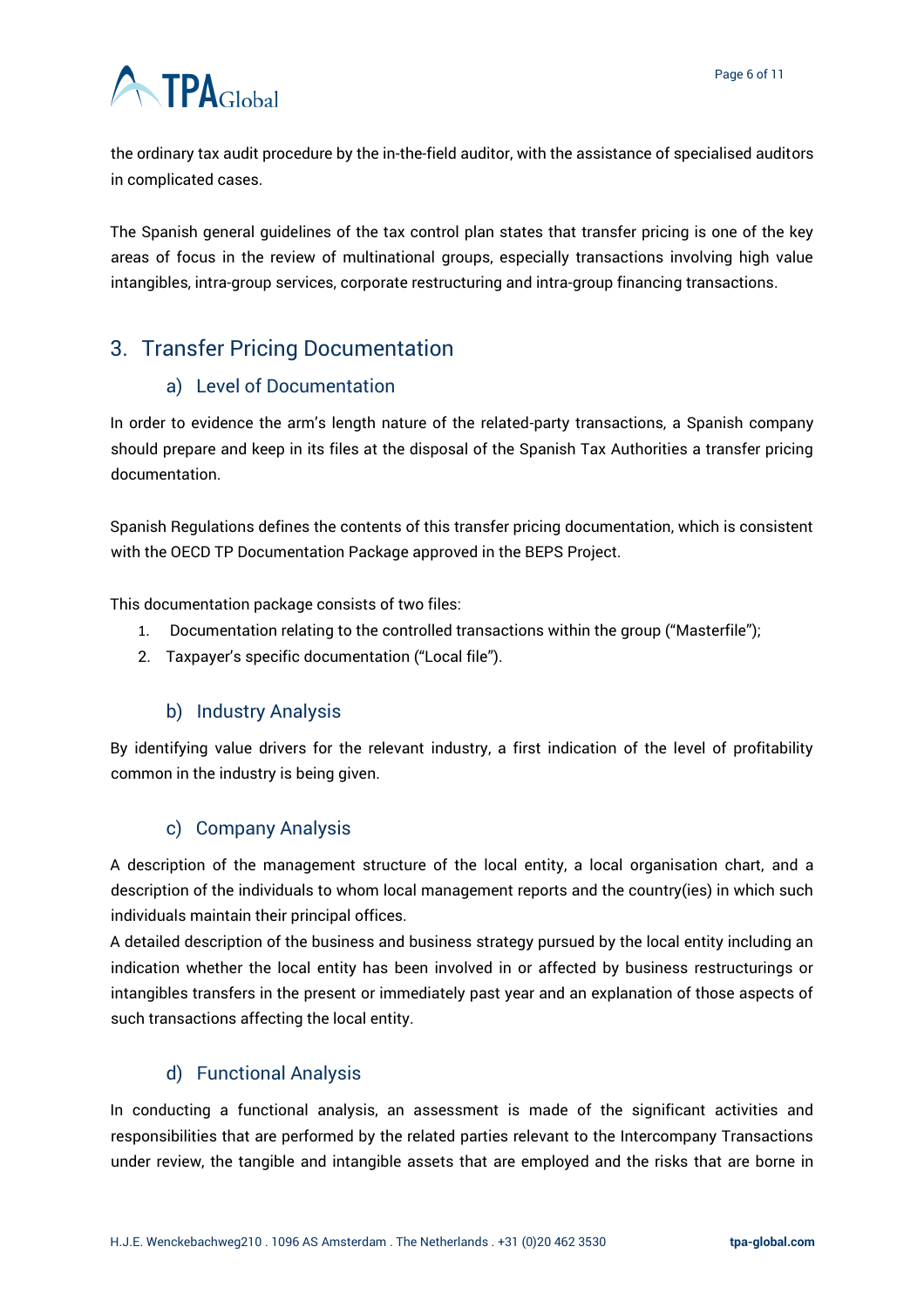the ordinary tax audit procedure by the in-the-field auditor, with the assistance of specialised auditors in complicated cases.

The Spanish general guidelines of the tax control plan states that transfer pricing is one of the key areas of focus in the review of multinational groups, especially transactions involving high value intangibles, intra-group services, corporate restructuring and intra-group financing transactions.

## 3. Transfer Pricing Documentation

### a) Level of Documentation

In order to evidence the arm's length nature of the related-party transactions, a Spanish company should prepare and keep in its files at the disposal of the Spanish Tax Authorities a transfer pricing documentation.

Spanish Regulations defines the contents of this transfer pricing documentation, which is consistent with the OECD TP Documentation Package approved in the BEPS Project.

This documentation package consists of two files:

1. Documentation relating to the controlled transactions within the group ("Masterfile");
2. Taxpayer's specific documentation ("Local file").

### b) Industry Analysis

By identifying value drivers for the relevant industry, a first indication of the level of profitability common in the industry is being given.

### c) Company Analysis

A description of the management structure of the local entity, a local organisation chart, and a description of the individuals to whom local management reports and the country(ies) in which such individuals maintain their principal offices.

A detailed description of the business and business strategy pursued by the local entity including an indication whether the local entity has been involved in or affected by business restructurings or intangibles transfers in the present or immediately past year and an explanation of those aspects of such transactions affecting the local entity.

### d) Functional Analysis

In conducting a functional analysis, an assessment is made of the significant activities and responsibilities that are performed by the related parties relevant to the Intercompany Transactions under review, the tangible and intangible assets that are employed and the risks that are borne in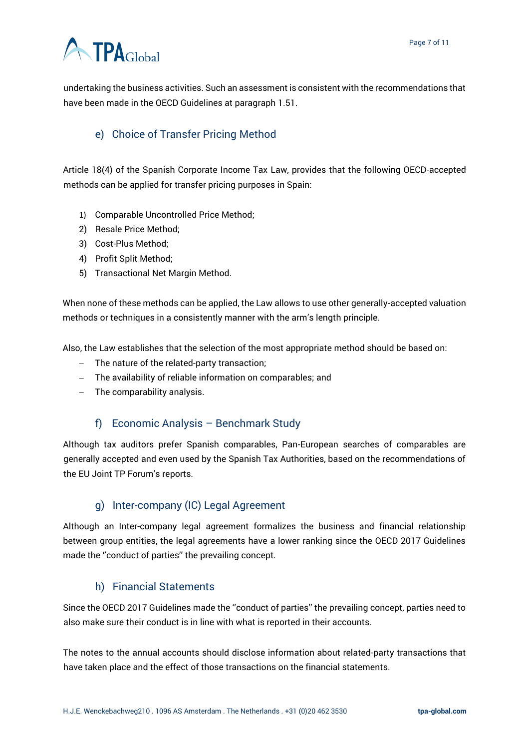undertaking the business activities. Such an assessment is consistent with the recommendations that have been made in the OECD Guidelines at paragraph 1.51.

### e) Choice of Transfer Pricing Method

Article 18(4) of the Spanish Corporate Income Tax Law, provides that the following OECD-accepted methods can be applied for transfer pricing purposes in Spain:

1) Comparable Uncontrolled Price Method;
2) Resale Price Method;
3) Cost-Plus Method;
4) Profit Split Method;
5) Transactional Net Margin Method.

When none of these methods can be applied, the Law allows to use other generally-accepted valuation methods or techniques in a consistently manner with the arm's length principle.

Also, the Law establishes that the selection of the most appropriate method should be based on:

- The nature of the related-party transaction;
- The availability of reliable information on comparables; and
- The comparability analysis.

### f) Economic Analysis – Benchmark Study

Although tax auditors prefer Spanish comparables, Pan-European searches of comparables are generally accepted and even used by the Spanish Tax Authorities, based on the recommendations of the EU Joint TP Forum's reports.

### g) Inter-company (IC) Legal Agreement

Although an Inter-company legal agreement formalizes the business and financial relationship between group entities, the legal agreements have a lower ranking since the OECD 2017 Guidelines made the ''conduct of parties'' the prevailing concept.

### h) Financial Statements

Since the OECD 2017 Guidelines made the ''conduct of parties'' the prevailing concept, parties need to also make sure their conduct is in line with what is reported in their accounts.

The notes to the annual accounts should disclose information about related-party transactions that have taken place and the effect of those transactions on the financial statements.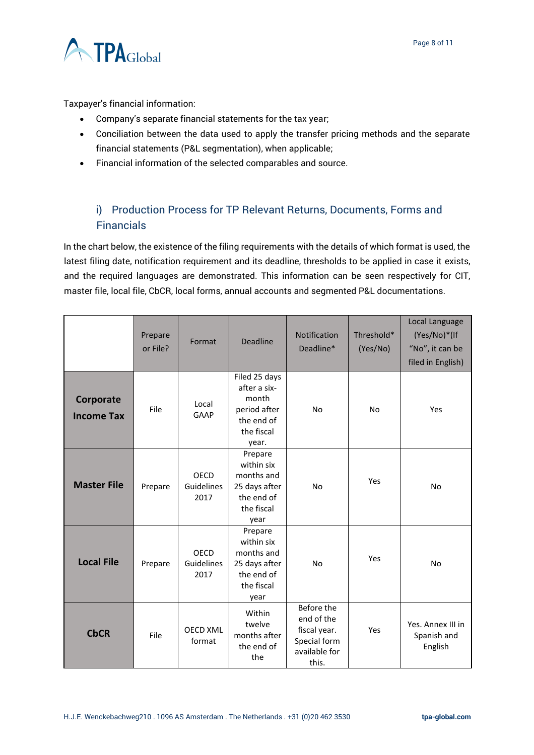Taxpayer's financial information:

- Company's separate financial statements for the tax year;
- Conciliation between the data used to apply the transfer pricing methods and the separate financial statements (P&L segmentation), when applicable;
- Financial information of the selected comparables and source.

## i) Production Process for TP Relevant Returns, Documents, Forms and Financials

In the chart below, the existence of the filing requirements with the details of which format is used, the latest filing date, notification requirement and its deadline, thresholds to be applied in case it exists, and the required languages are demonstrated. This information can be seen respectively for CIT, master file, local file, CbCR, local forms, annual accounts and segmented P&L documentations.

| | Prepare or File? | Format | Deadline | Notification Deadline* | Threshold* (Yes/No) | Local Language (Yes/No)*(If "No", it can be filed in English) |
|---|---|---|---|---|---|---|
| **Corporate Income Tax** | File | Local GAAP | Filed 25 days after a six-month period after the end of the fiscal year. | No | No | Yes |
| **Master File** | Prepare | OECD Guidelines 2017 | Prepare within six months and 25 days after the end of the fiscal year | No | Yes | No |
| **Local File** | Prepare | OECD Guidelines 2017 | Prepare within six months and 25 days after the end of the fiscal year | No | Yes | No |
| **CbCR** | File | OECD XML format | Within twelve months after the end of the | Before the end of the fiscal year. Special form available for this. | Yes | Yes. Annex III in Spanish and English |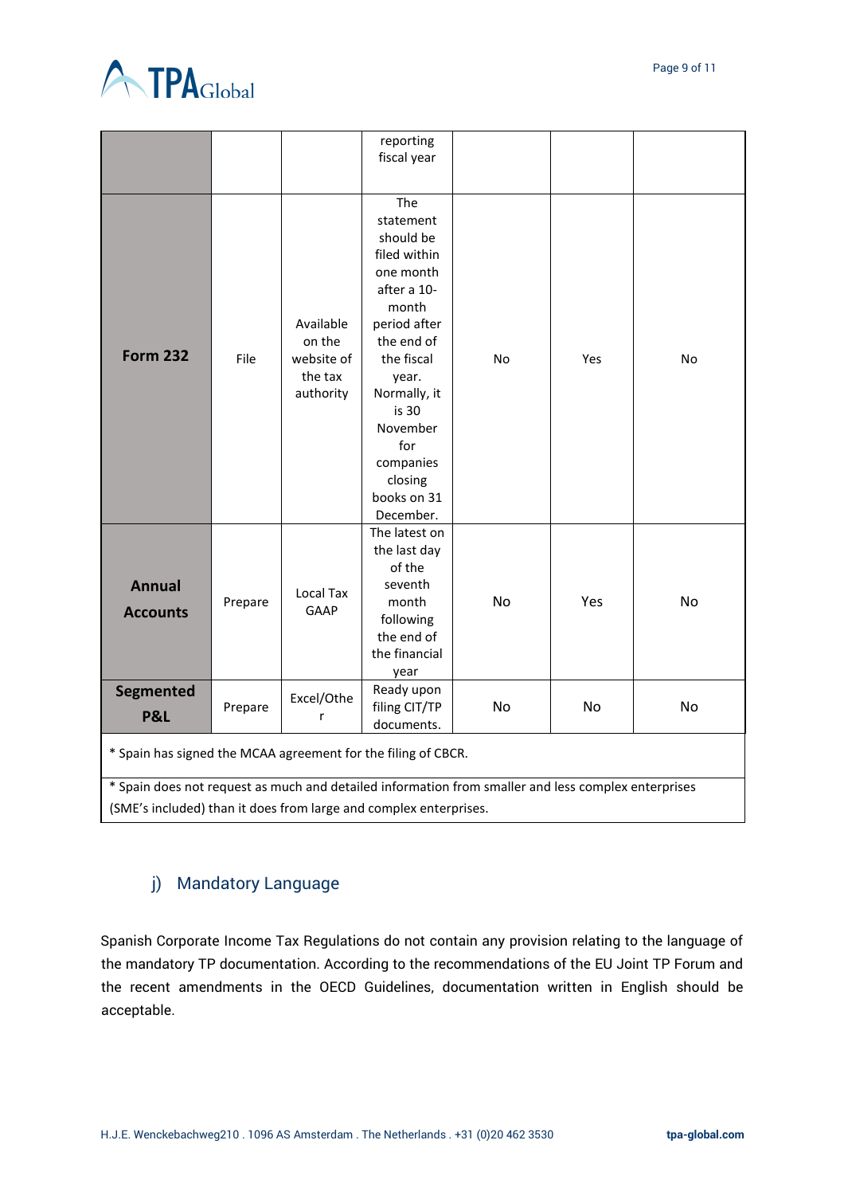|  |  |  | reporting fiscal year |  |  |  |
|---|---|---|---|---|---|---|
| **Form 232** | File | Available on the website of the tax authority | The statement should be filed within one month after a 10-month period after the end of the fiscal year. Normally, it is 30 November for companies closing books on 31 December. | No | Yes | No |
| **Annual Accounts** | Prepare | Local Tax GAAP | The latest on the last day of the seventh month following the end of the financial year | No | Yes | No |
| **Segmented P&L** | Prepare | Excel/Other | Ready upon filing CIT/TP documents. | No | No | No |
| * Spain has signed the MCAA agreement for the filing of CBCR. |  |  |  |  |  |  |
| * Spain does not request as much and detailed information from smaller and less complex enterprises (SME's included) than it does from large and complex enterprises. |  |  |  |  |  |  |

## j) Mandatory Language

Spanish Corporate Income Tax Regulations do not contain any provision relating to the language of the mandatory TP documentation. According to the recommendations of the EU Joint TP Forum and the recent amendments in the OECD Guidelines, documentation written in English should be acceptable.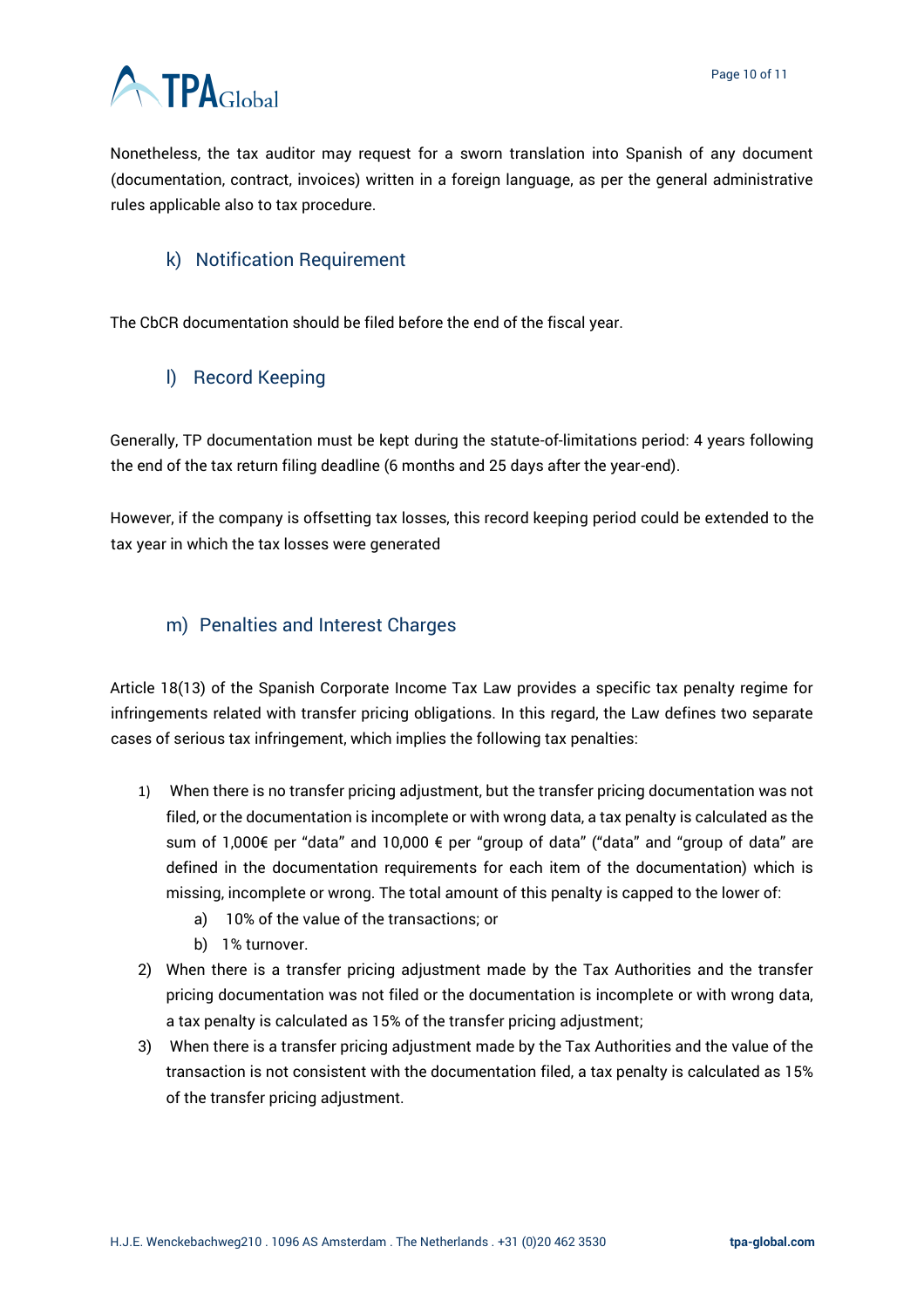Nonetheless, the tax auditor may request for a sworn translation into Spanish of any document (documentation, contract, invoices) written in a foreign language, as per the general administrative rules applicable also to tax procedure.

### k) Notification Requirement

The CbCR documentation should be filed before the end of the fiscal year.

### l) Record Keeping

Generally, TP documentation must be kept during the statute-of-limitations period: 4 years following the end of the tax return filing deadline (6 months and 25 days after the year-end).

However, if the company is offsetting tax losses, this record keeping period could be extended to the tax year in which the tax losses were generated

### m) Penalties and Interest Charges

Article 18(13) of the Spanish Corporate Income Tax Law provides a specific tax penalty regime for infringements related with transfer pricing obligations. In this regard, the Law defines two separate cases of serious tax infringement, which implies the following tax penalties:

1) When there is no transfer pricing adjustment, but the transfer pricing documentation was not filed, or the documentation is incomplete or with wrong data, a tax penalty is calculated as the sum of 1,000€ per "data" and 10,000 € per "group of data" ("data" and "group of data" are defined in the documentation requirements for each item of the documentation) which is missing, incomplete or wrong. The total amount of this penalty is capped to the lower of:
    a) 10% of the value of the transactions; or
    b) 1% turnover.
2) When there is a transfer pricing adjustment made by the Tax Authorities and the transfer pricing documentation was not filed or the documentation is incomplete or with wrong data, a tax penalty is calculated as 15% of the transfer pricing adjustment;
3) When there is a transfer pricing adjustment made by the Tax Authorities and the value of the transaction is not consistent with the documentation filed, a tax penalty is calculated as 15% of the transfer pricing adjustment.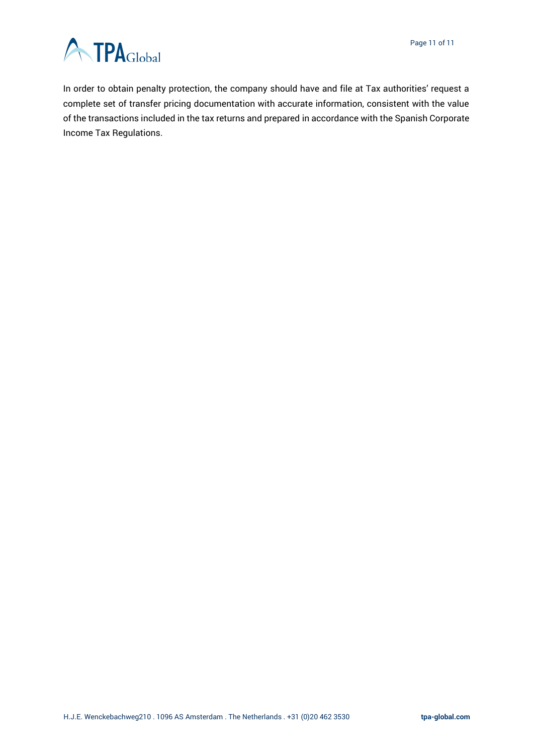In order to obtain penalty protection, the company should have and file at Tax authorities' request a complete set of transfer pricing documentation with accurate information, consistent with the value of the transactions included in the tax returns and prepared in accordance with the Spanish Corporate Income Tax Regulations.